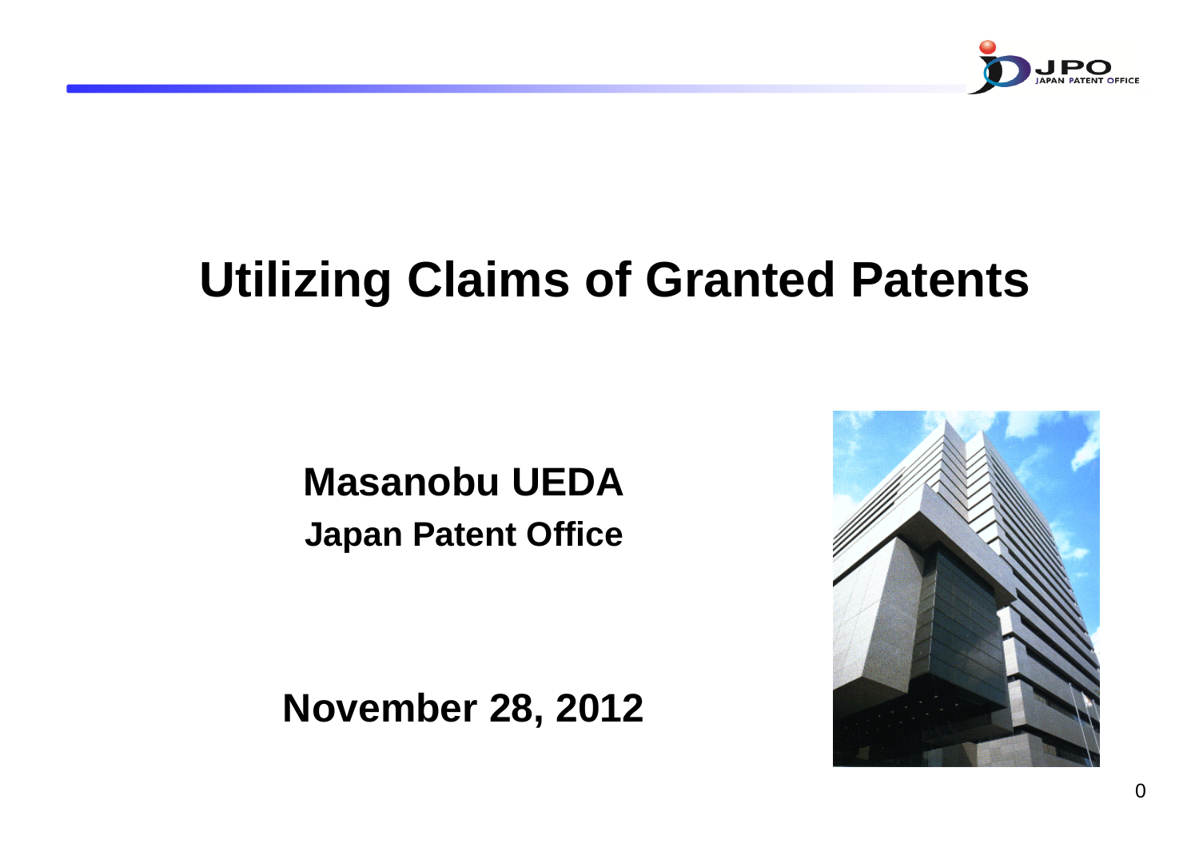# Utilizing Claims of Granted Patents

**Masanobu UEDA**

**Japan Patent Office**

**November 28, 2012**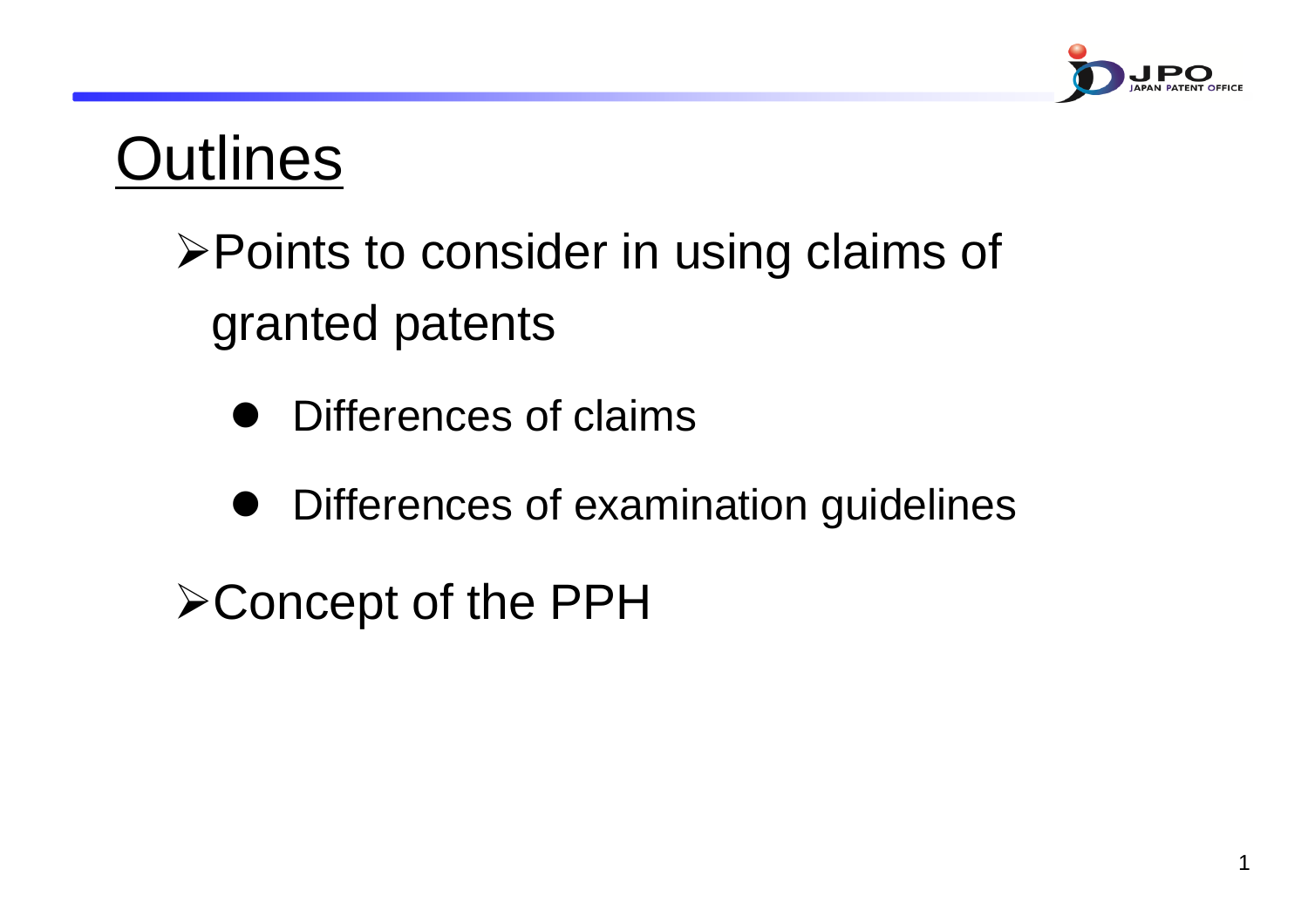# Outlines

- Points to consider in using claims of granted patents
  - Differences of claims
  - Differences of examination guidelines
- Concept of the PPH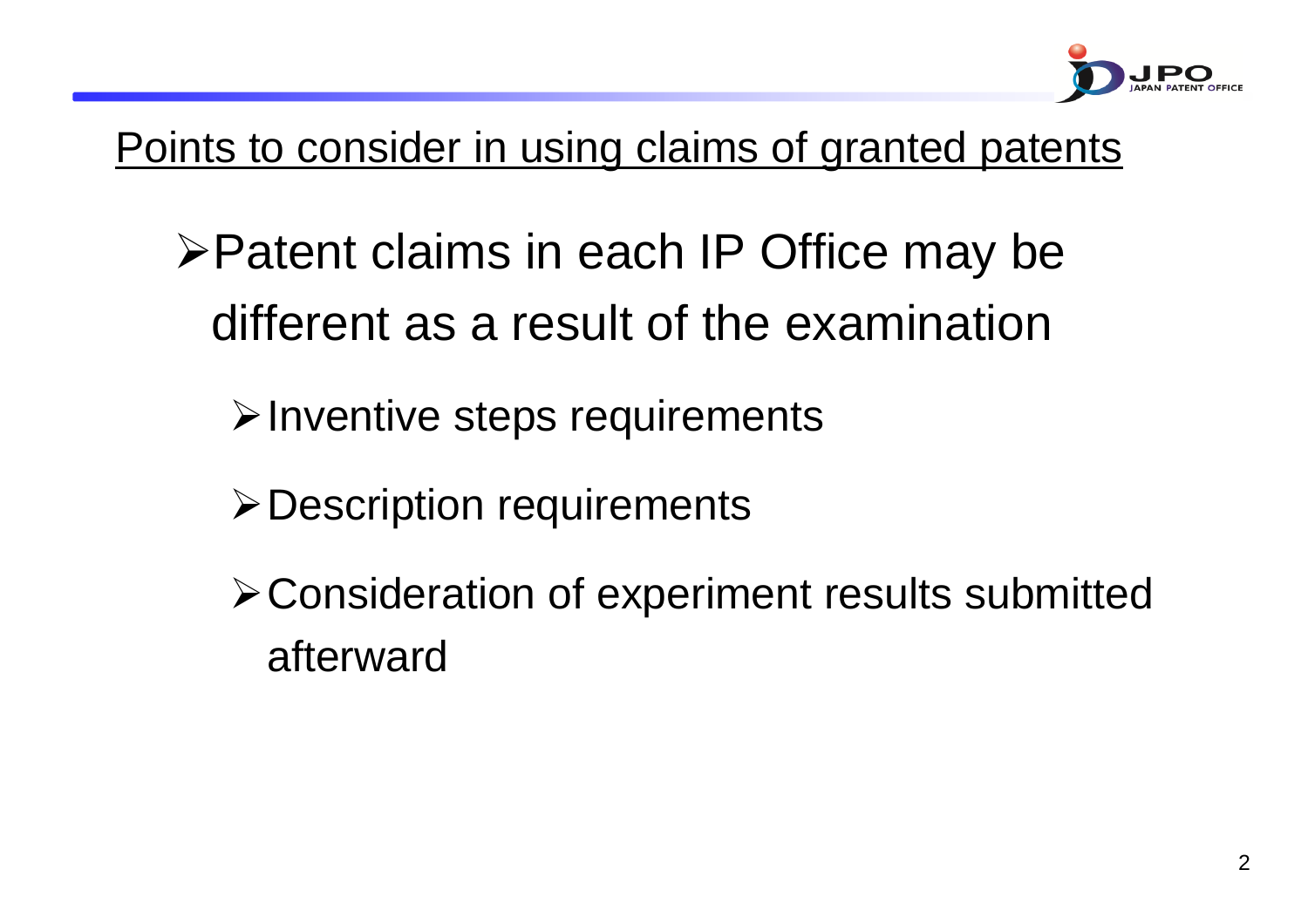## Points to consider in using claims of granted patents

- Patent claims in each IP Office may be different as a result of the examination
  - Inventive steps requirements
  - Description requirements
  - Consideration of experiment results submitted afterward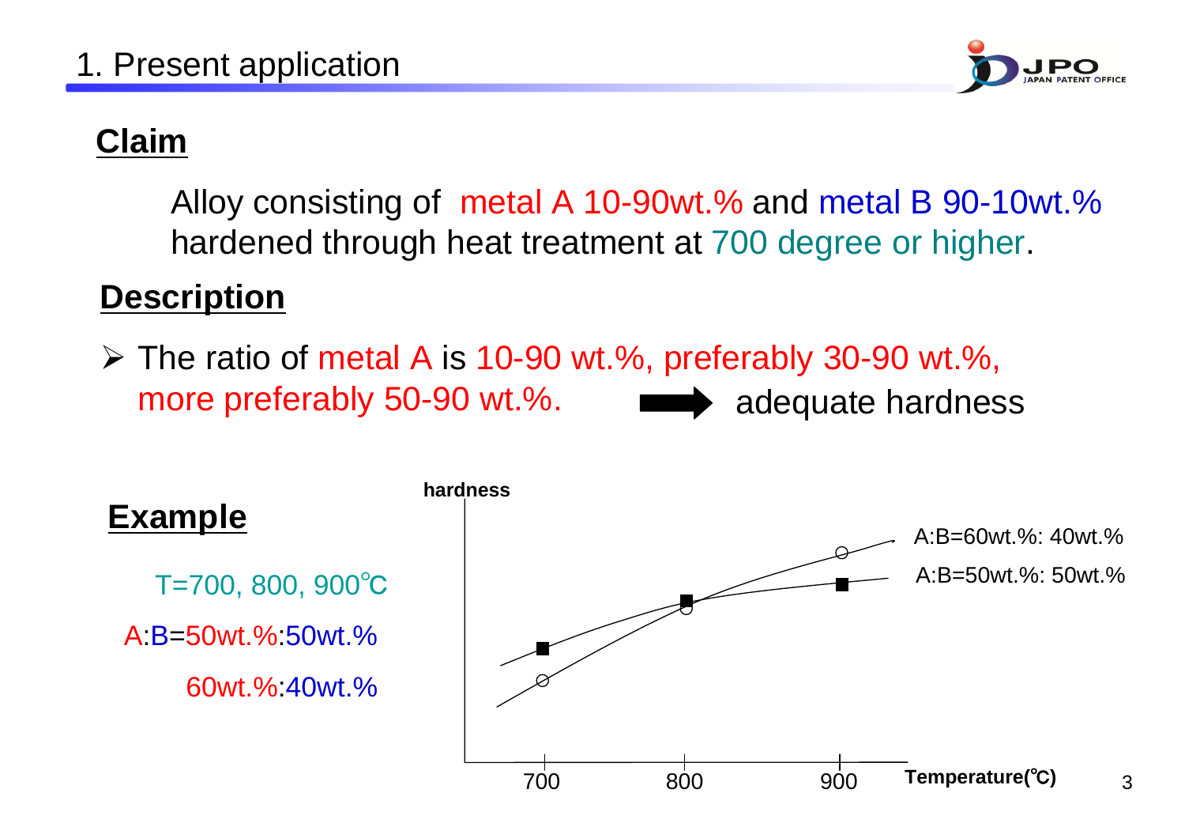# 1. Present application

## Claim

Alloy consisting of metal A 10-90wt.% and metal B 90-10wt.% hardened through heat treatment at 700 degree or higher.

## Description

- The ratio of metal A is 10-90 wt.%, preferably 30-90 wt.%, more preferably 50-90 wt.%. ➡ adequate hardness

## Example

T=700, 800, 900℃

A:B=50wt.%:50wt.%

60wt.%:40wt.%

hardness

A:B=60wt.%: 40wt.%

A:B=50wt.%: 50wt.%

700 800 900 Temperature(℃)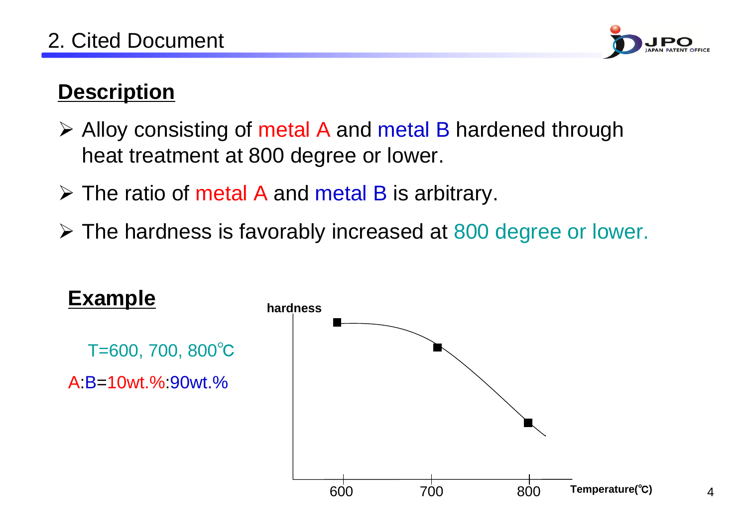## 2. Cited Document

### Description

- Alloy consisting of metal A and metal B hardened through heat treatment at 800 degree or lower.
- The ratio of metal A and metal B is arbitrary.
- The hardness is favorably increased at 800 degree or lower.

### Example

T=600, 700, 800℃

A:B=10wt.%:90wt.%

hardness

600 700 800 Temperature(℃)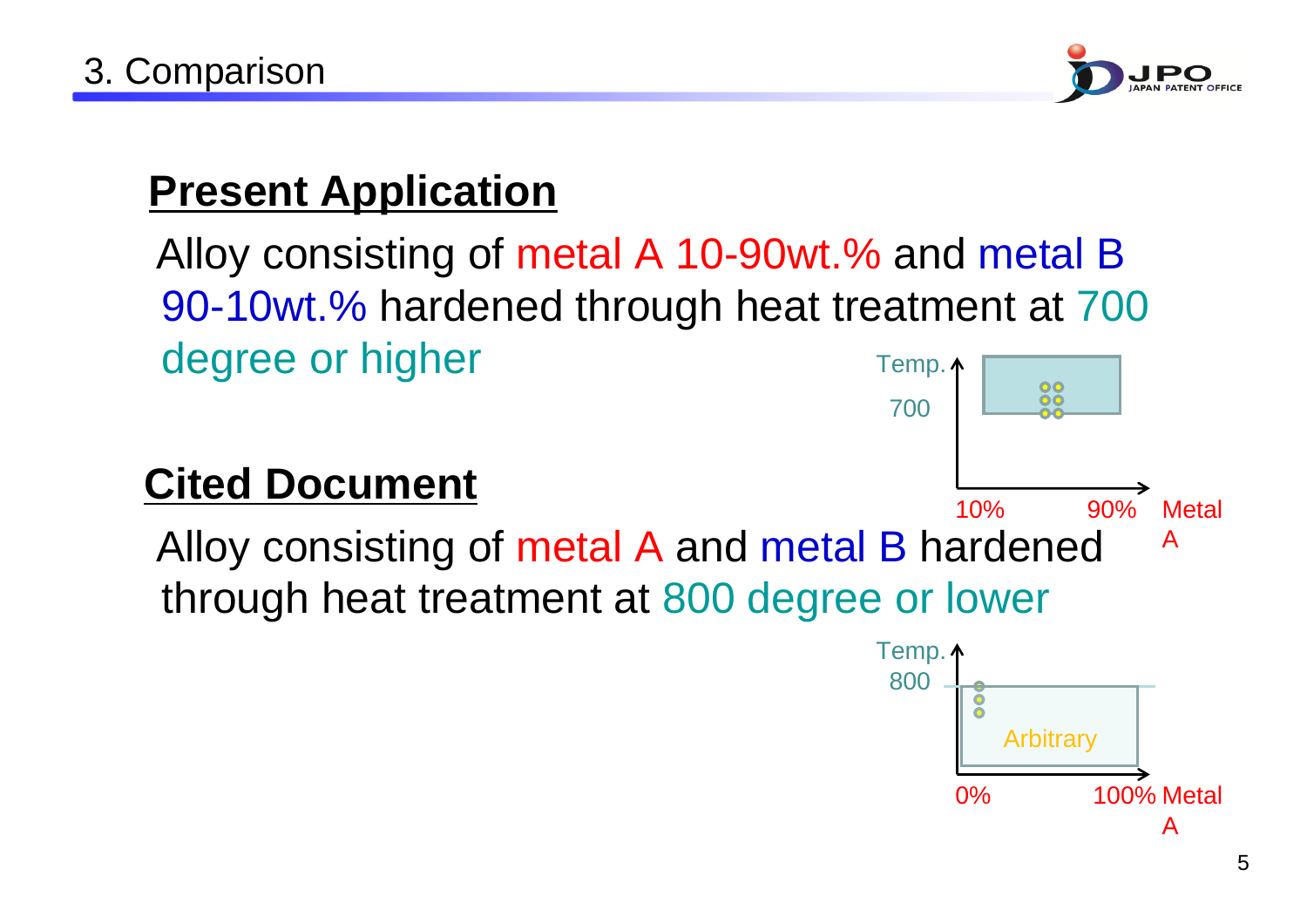# 3. Comparison

## Present Application

Alloy consisting of metal A 10-90wt.% and metal B 90-10wt.% hardened through heat treatment at 700 degree or higher

Temp.
700
10% 90% Metal A

## Cited Document

Alloy consisting of metal A and metal B hardened through heat treatment at 800 degree or lower

Temp.
800
Arbitrary
0% 100% Metal A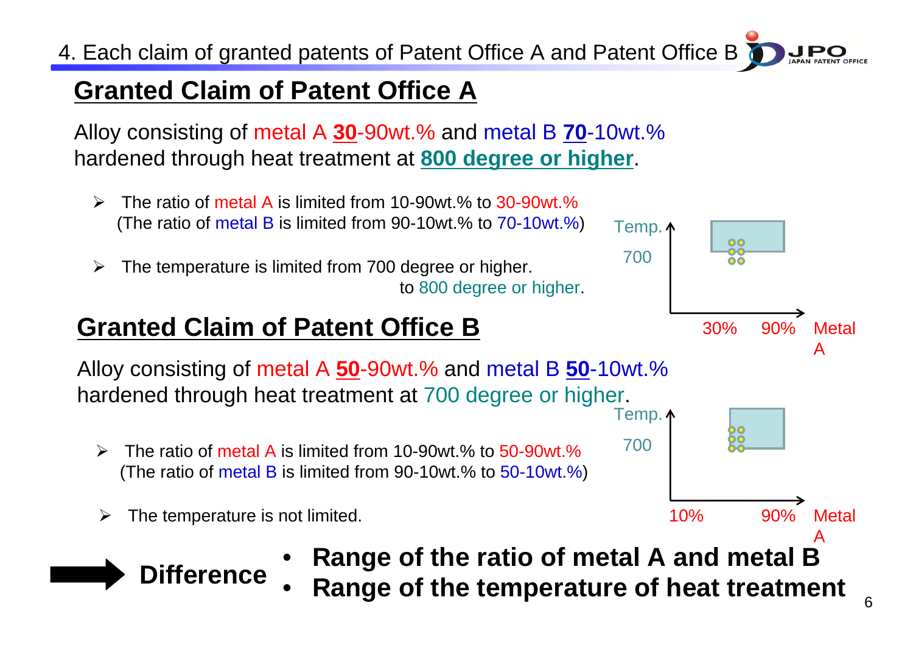# 4. Each claim of granted patents of Patent Office A and Patent Office B

## Granted Claim of Patent Office A

Alloy consisting of metal A **30**-90wt.% and metal B **70**-10wt.% hardened through heat treatment at **800 degree or higher**.

- The ratio of metal A is limited from 10-90wt.% to 30-90wt.%
  (The ratio of metal B is limited from 90-10wt.% to 70-10wt.%)
- The temperature is limited from 700 degree or higher.
  to 800 degree or higher.

Temp.
700
30% 90% Metal A

## Granted Claim of Patent Office B

Alloy consisting of metal A **50**-90wt.% and metal B **50**-10wt.% hardened through heat treatment at 700 degree or higher.

- The ratio of metal A is limited from 10-90wt.% to 50-90wt.%
  (The ratio of metal B is limited from 90-10wt.% to 50-10wt.%)
- The temperature is not limited.

Temp.
700
10% 90% Metal A

**Difference**
- **Range of the ratio of metal A and metal B**
- **Range of the temperature of heat treatment**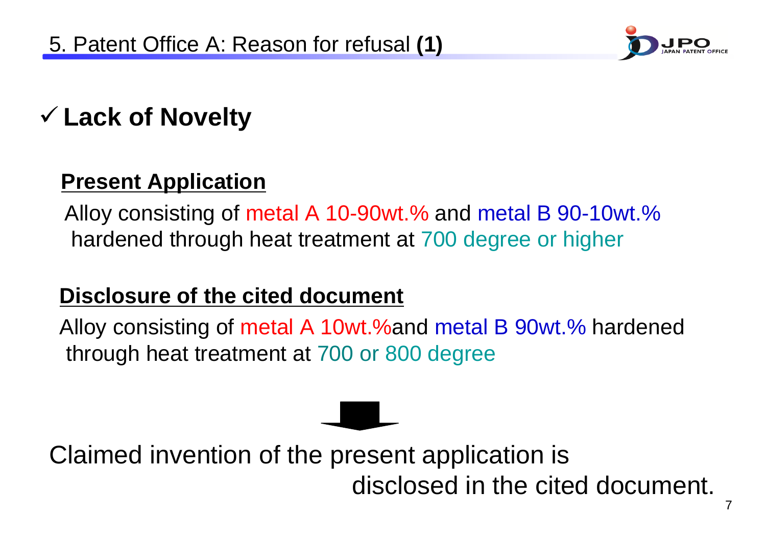# 5. Patent Office A: Reason for refusal **(1)**

## ✓ Lack of Novelty

### Present Application

Alloy consisting of metal A 10-90wt.% and metal B 90-10wt.% hardened through heat treatment at 700 degree or higher

### Disclosure of the cited document

Alloy consisting of metal A 10wt.%and metal B 90wt.% hardened through heat treatment at 700 or 800 degree

Claimed invention of the present application is disclosed in the cited document.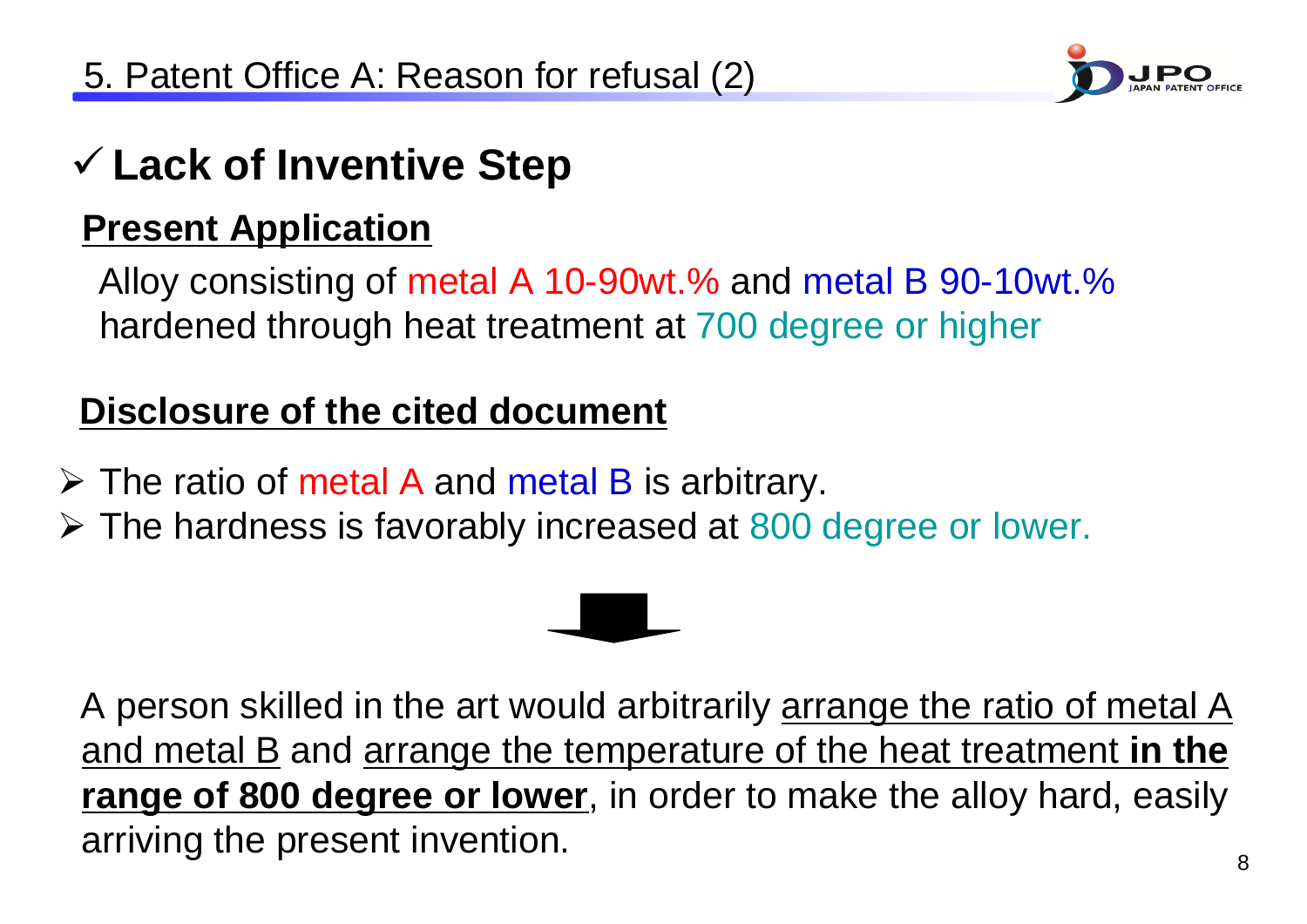# 5. Patent Office A: Reason for refusal (2)

## ✓ Lack of Inventive Step

### Present Application

Alloy consisting of metal A 10-90wt.% and metal B 90-10wt.% hardened through heat treatment at 700 degree or higher

### Disclosure of the cited document

- The ratio of metal A and metal B is arbitrary.
- The hardness is favorably increased at 800 degree or lower.

A person skilled in the art would arbitrarily arrange the ratio of metal A and metal B and arrange the temperature of the heat treatment **in the range of 800 degree or lower**, in order to make the alloy hard, easily arriving the present invention.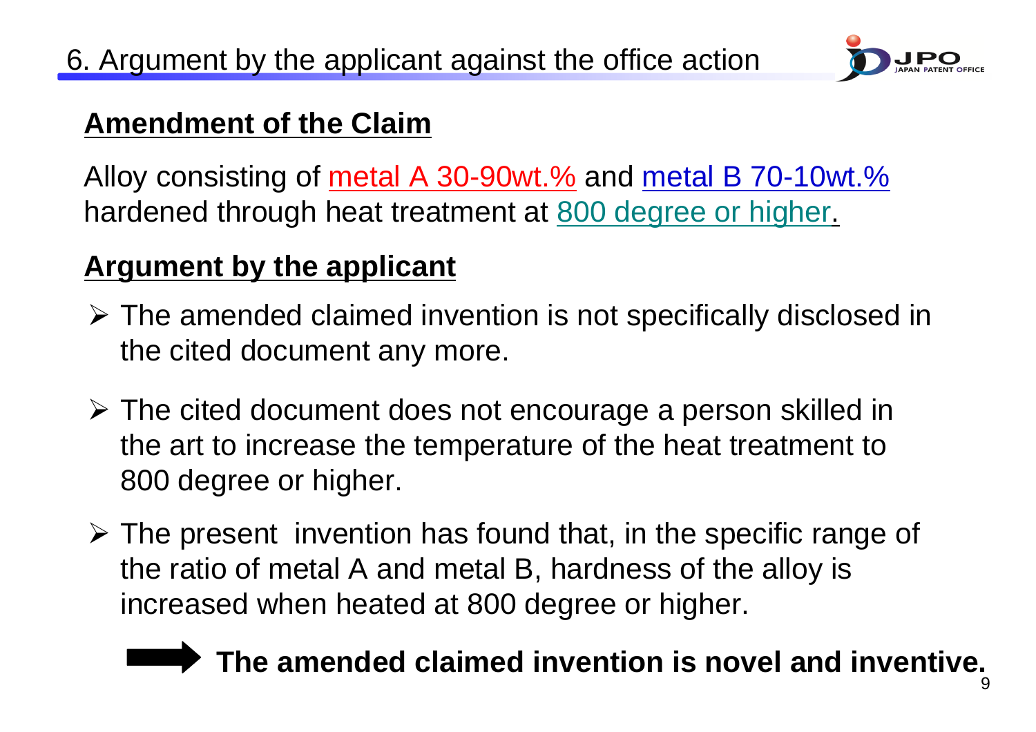# 6. Argument by the applicant against the office action

## Amendment of the Claim

Alloy consisting of metal A 30-90wt.% and metal B 70-10wt.% hardened through heat treatment at 800 degree or higher.

## Argument by the applicant

- The amended claimed invention is not specifically disclosed in the cited document any more.
- The cited document does not encourage a person skilled in the art to increase the temperature of the heat treatment to 800 degree or higher.
- The present invention has found that, in the specific range of the ratio of metal A and metal B, hardness of the alloy is increased when heated at 800 degree or higher.

➡ **The amended claimed invention is novel and inventive.**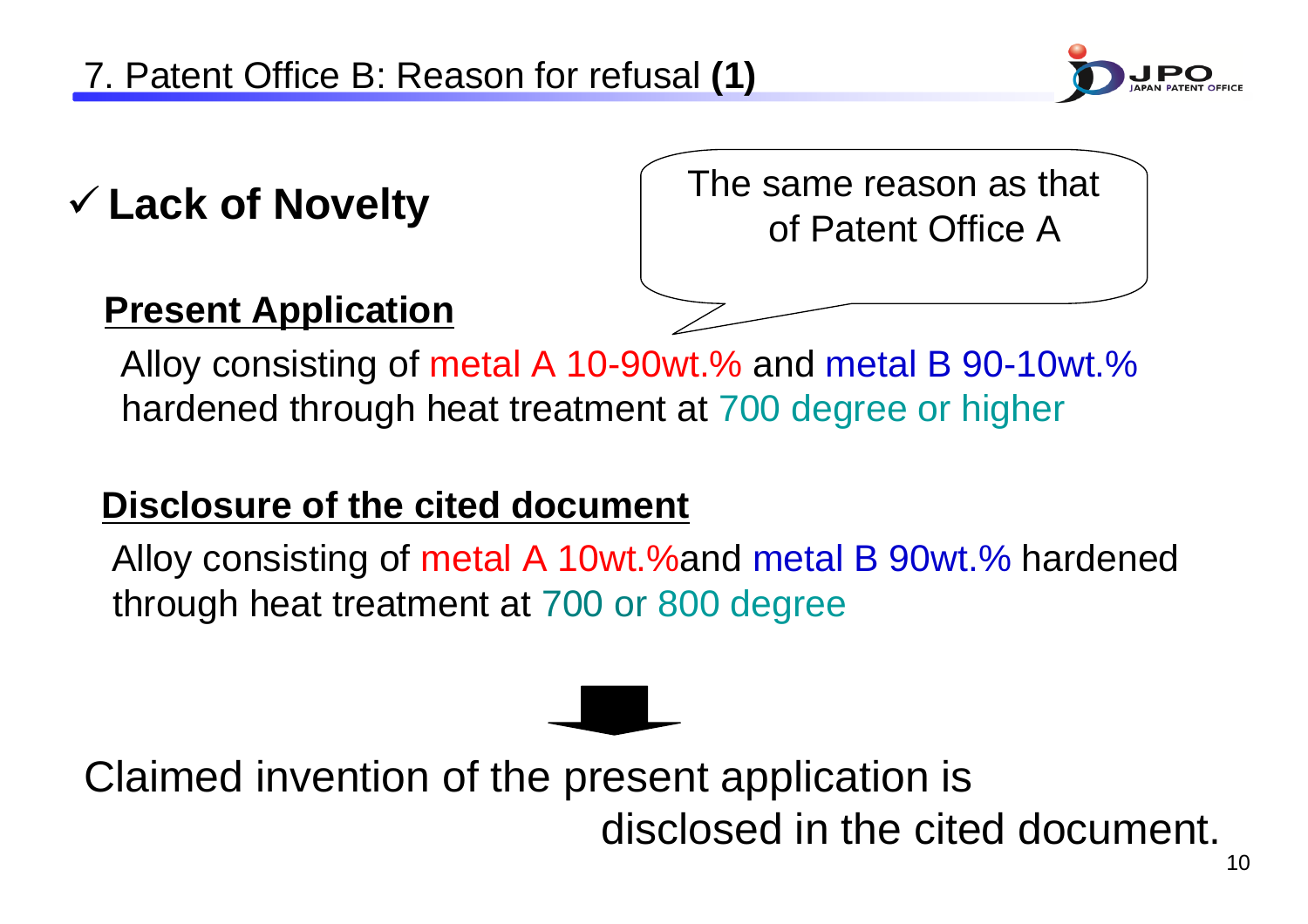# 7. Patent Office B: Reason for refusal **(1)**

## ✓ Lack of Novelty

The same reason as that of Patent Office A

**Present Application**

Alloy consisting of metal A 10-90wt.% and metal B 90-10wt.% hardened through heat treatment at 700 degree or higher

**Disclosure of the cited document**

Alloy consisting of metal A 10wt.%and metal B 90wt.% hardened through heat treatment at 700 or 800 degree

Claimed invention of the present application is disclosed in the cited document.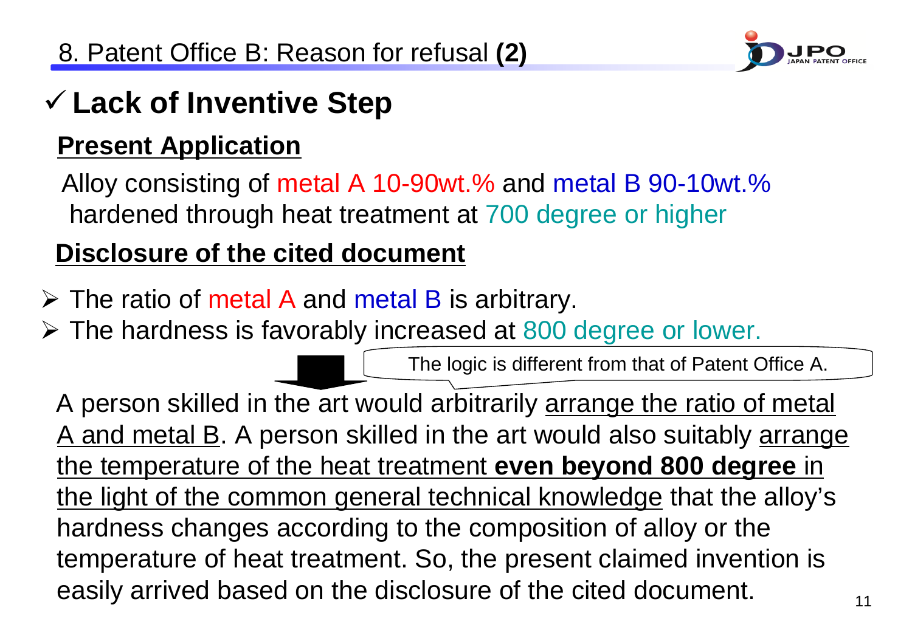# 8. Patent Office B: Reason for refusal **(2)**

## ✓ Lack of Inventive Step

### Present Application

Alloy consisting of metal A 10-90wt.% and metal B 90-10wt.% hardened through heat treatment at 700 degree or higher

### Disclosure of the cited document

- The ratio of metal A and metal B is arbitrary.
- The hardness is favorably increased at 800 degree or lower.

The logic is different from that of Patent Office A.

A person skilled in the art would arbitrarily arrange the ratio of metal A and metal B. A person skilled in the art would also suitably arrange the temperature of the heat treatment **even beyond 800 degree** in the light of the common general technical knowledge that the alloy's hardness changes according to the composition of alloy or the temperature of heat treatment. So, the present claimed invention is easily arrived based on the disclosure of the cited document.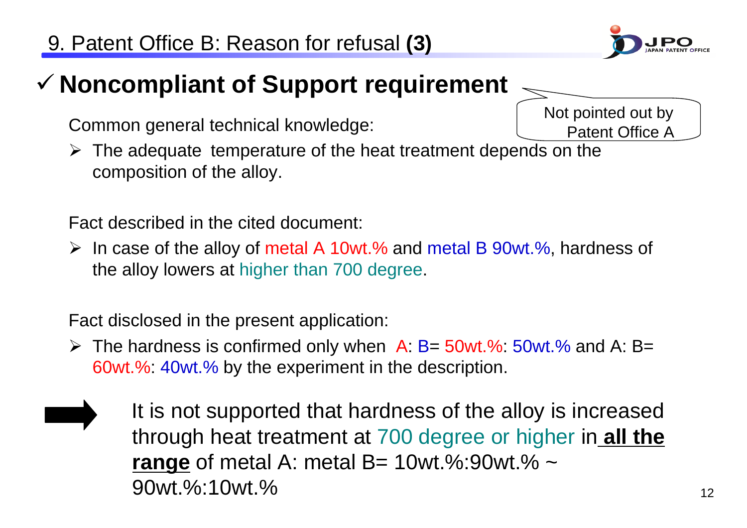# 9. Patent Office B: Reason for refusal **(3)**

## ✓ Noncompliant of Support requirement

Not pointed out by Patent Office A

Common general technical knowledge:

- The adequate temperature of the heat treatment depends on the composition of the alloy.

Fact described in the cited document:

- In case of the alloy of metal A 10wt.% and metal B 90wt.%, hardness of the alloy lowers at higher than 700 degree.

Fact disclosed in the present application:

- The hardness is confirmed only when A: B= 50wt.%: 50wt.% and A: B= 60wt.%: 40wt.% by the experiment in the description.

➡ It is not supported that hardness of the alloy is increased through heat treatment at 700 degree or higher in **all the range** of metal A: metal B= 10wt.%:90wt.% ~ 90wt.%:10wt.%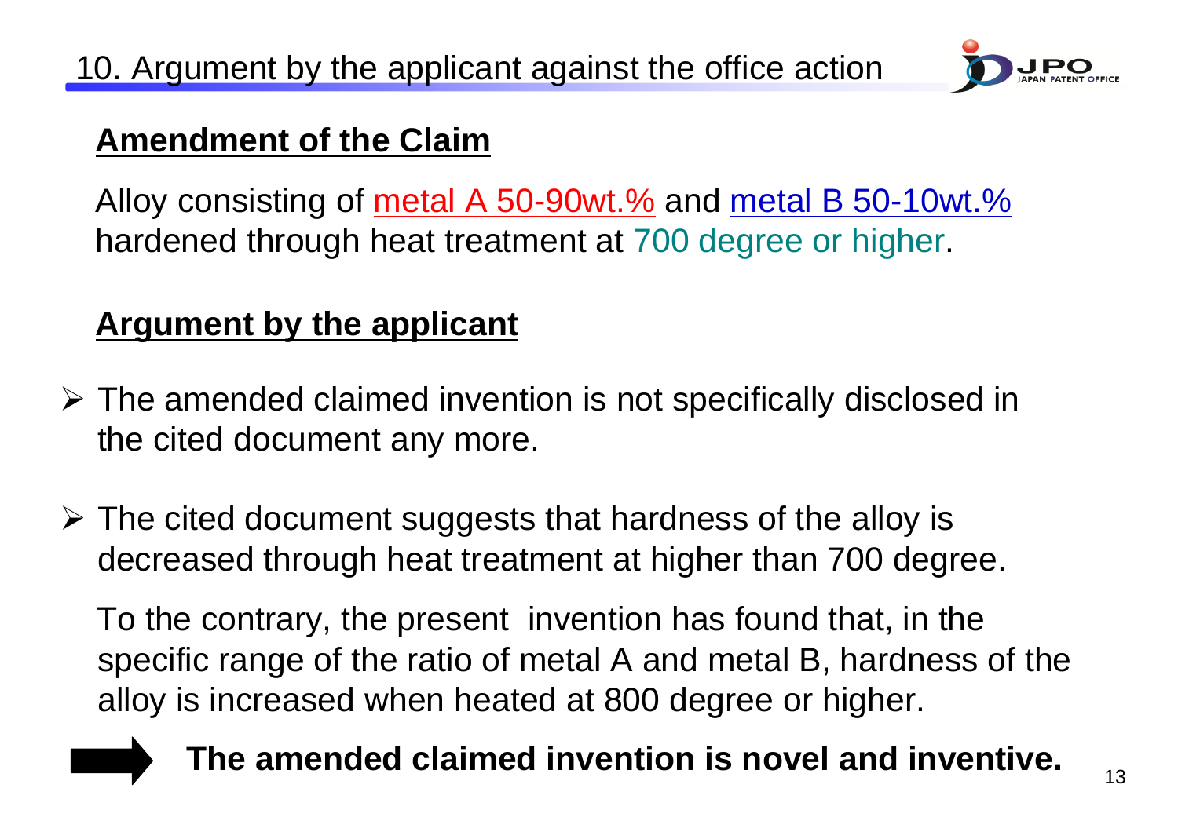# 10. Argument by the applicant against the office action

## Amendment of the Claim

Alloy consisting of metal A 50-90wt.% and metal B 50-10wt.% hardened through heat treatment at 700 degree or higher.

## Argument by the applicant

- The amended claimed invention is not specifically disclosed in the cited document any more.
- The cited document suggests that hardness of the alloy is decreased through heat treatment at higher than 700 degree.

  To the contrary, the present invention has found that, in the specific range of the ratio of metal A and metal B, hardness of the alloy is increased when heated at 800 degree or higher.

➡ **The amended claimed invention is novel and inventive.**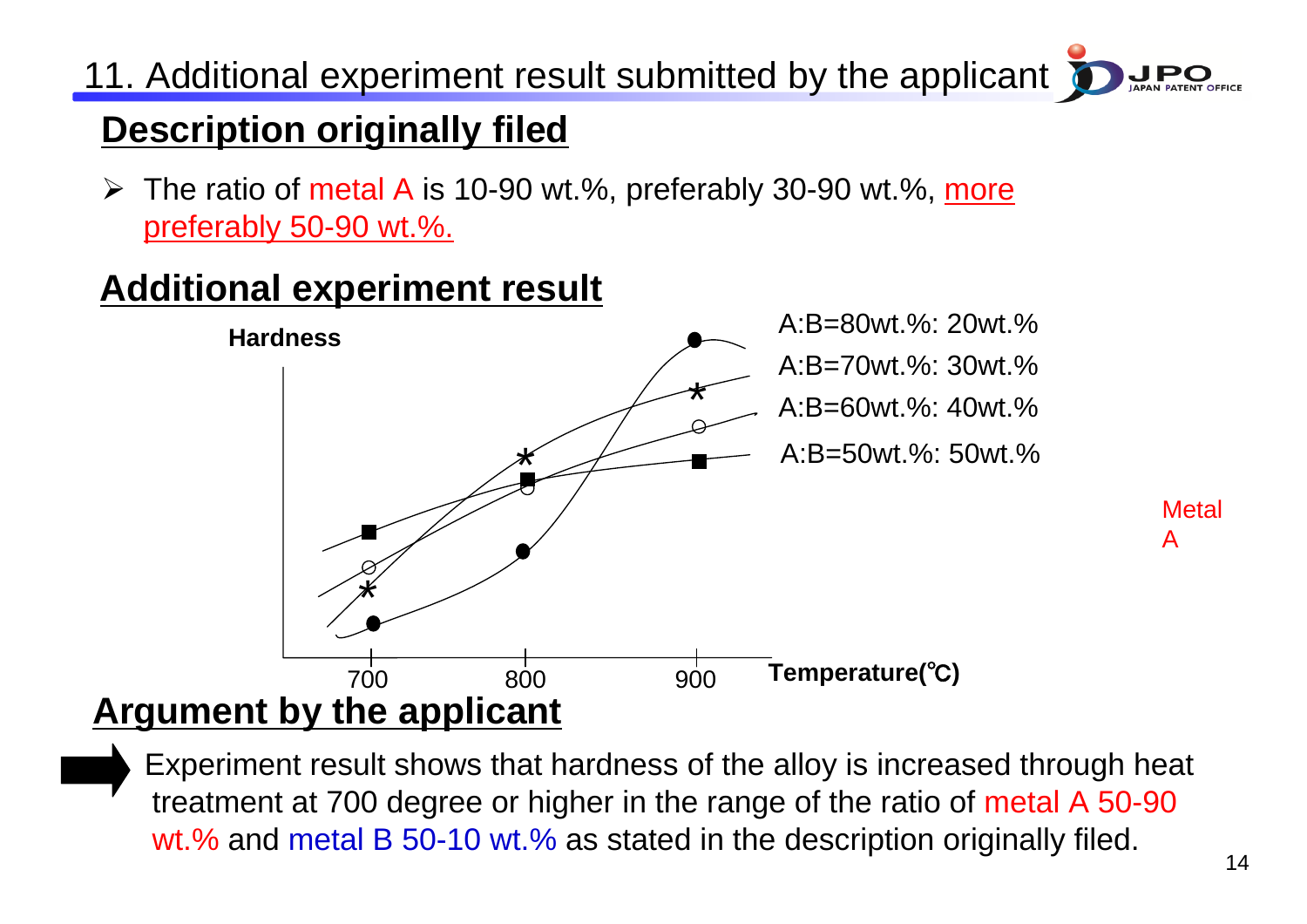# 11. Additional experiment result submitted by the applicant

## Description originally filed

- The ratio of metal A is 10-90 wt.%, preferably 30-90 wt.%, more preferably 50-90 wt.%.

## Additional experiment result

Hardness

A:B=80wt.%: 20wt.%

A:B=70wt.%: 30wt.%

A:B=60wt.%: 40wt.%

A:B=50wt.%: 50wt.%

Metal A

700 800 900 Temperature(℃)

## Argument by the applicant

Experiment result shows that hardness of the alloy is increased through heat treatment at 700 degree or higher in the range of the ratio of metal A 50-90 wt.% and metal B 50-10 wt.% as stated in the description originally filed.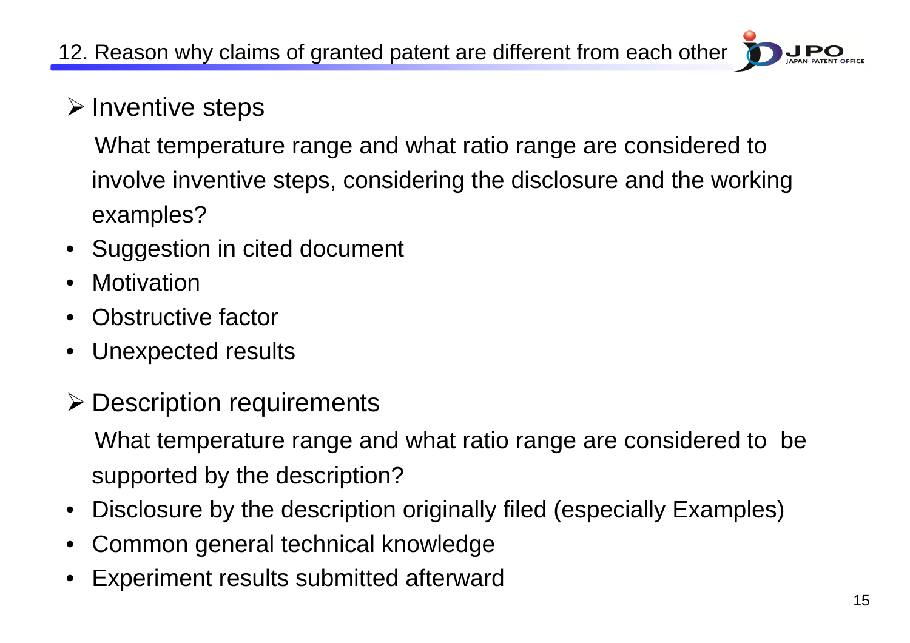# 12. Reason why claims of granted patent are different from each other

## Inventive steps

What temperature range and what ratio range are considered to involve inventive steps, considering the disclosure and the working examples?

- Suggestion in cited document
- Motivation
- Obstructive factor
- Unexpected results

## Description requirements

What temperature range and what ratio range are considered to be supported by the description?

- Disclosure by the description originally filed (especially Examples)
- Common general technical knowledge
- Experiment results submitted afterward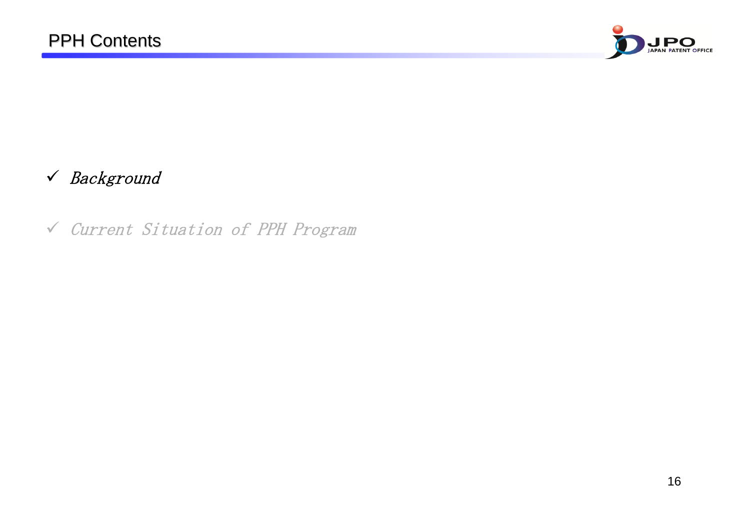# PPH Contents

- ✓ *Background*
- ✓ *Current Situation of PPH Program*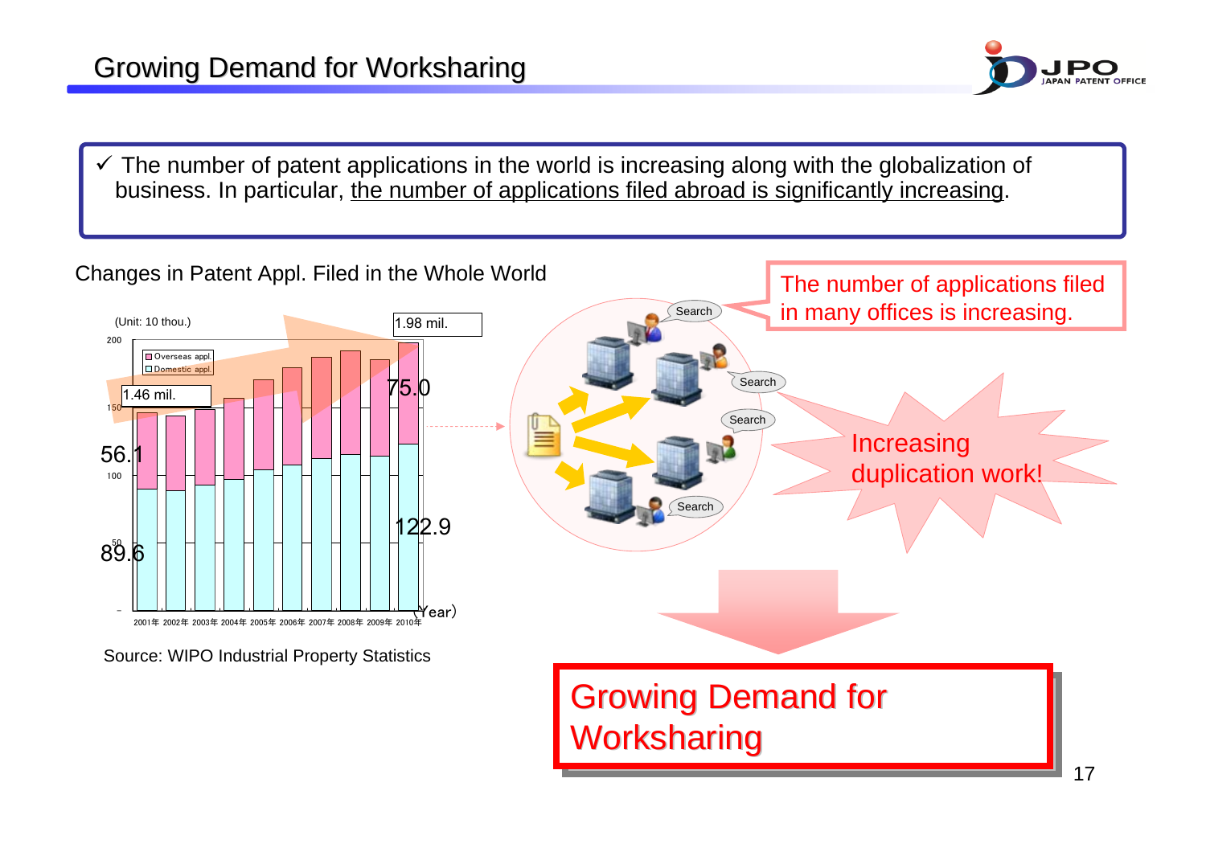# Growing Demand for Worksharing

✓ The number of patent applications in the world is increasing along with the globalization of business. In particular, the number of applications filed abroad is significantly increasing.

Changes in Patent Appl. Filed in the Whole World

(Unit: 10 thou.)

| Year | Domestic appl. | Overseas appl. | Total |
|---|---|---|---|
| 2001年 | 89.6 | 56.1 | 1.46 mil. |
| 2010年 | 122.9 | 75.0 | 1.98 mil. |

Source: WIPO Industrial Property Statistics

The number of applications filed in many offices is increasing.

Search

Search

Search

Search

Increasing duplication work!

**Growing Demand for Worksharing**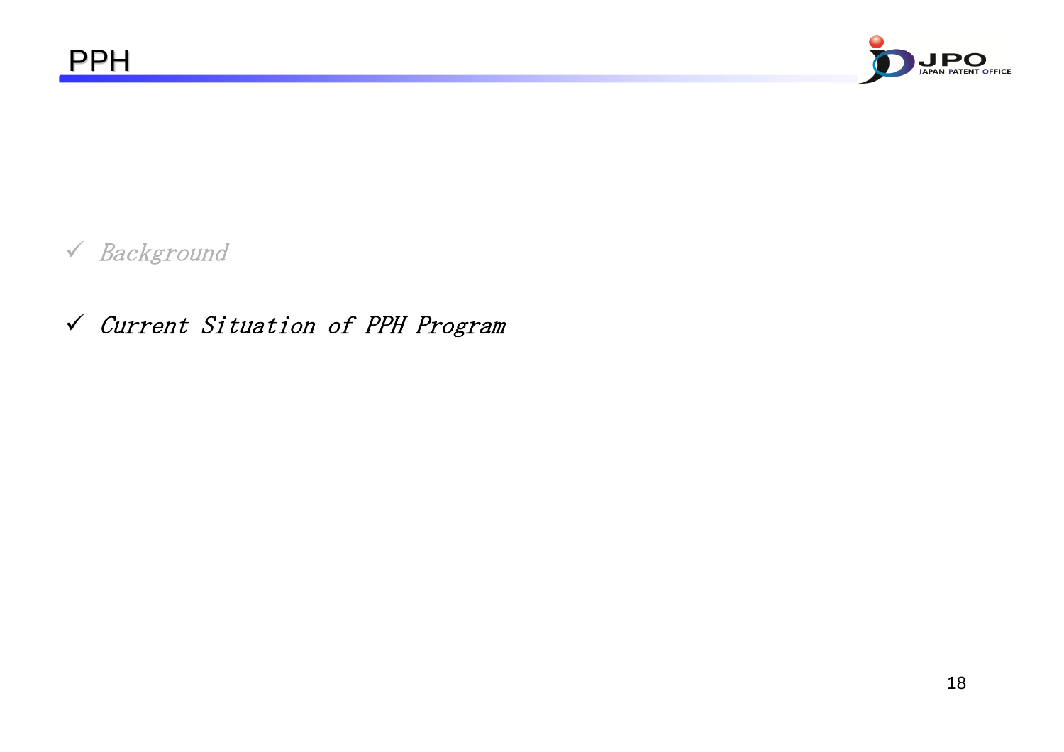# PPH

- ✓ *Background*
- ✓ *Current Situation of PPH Program*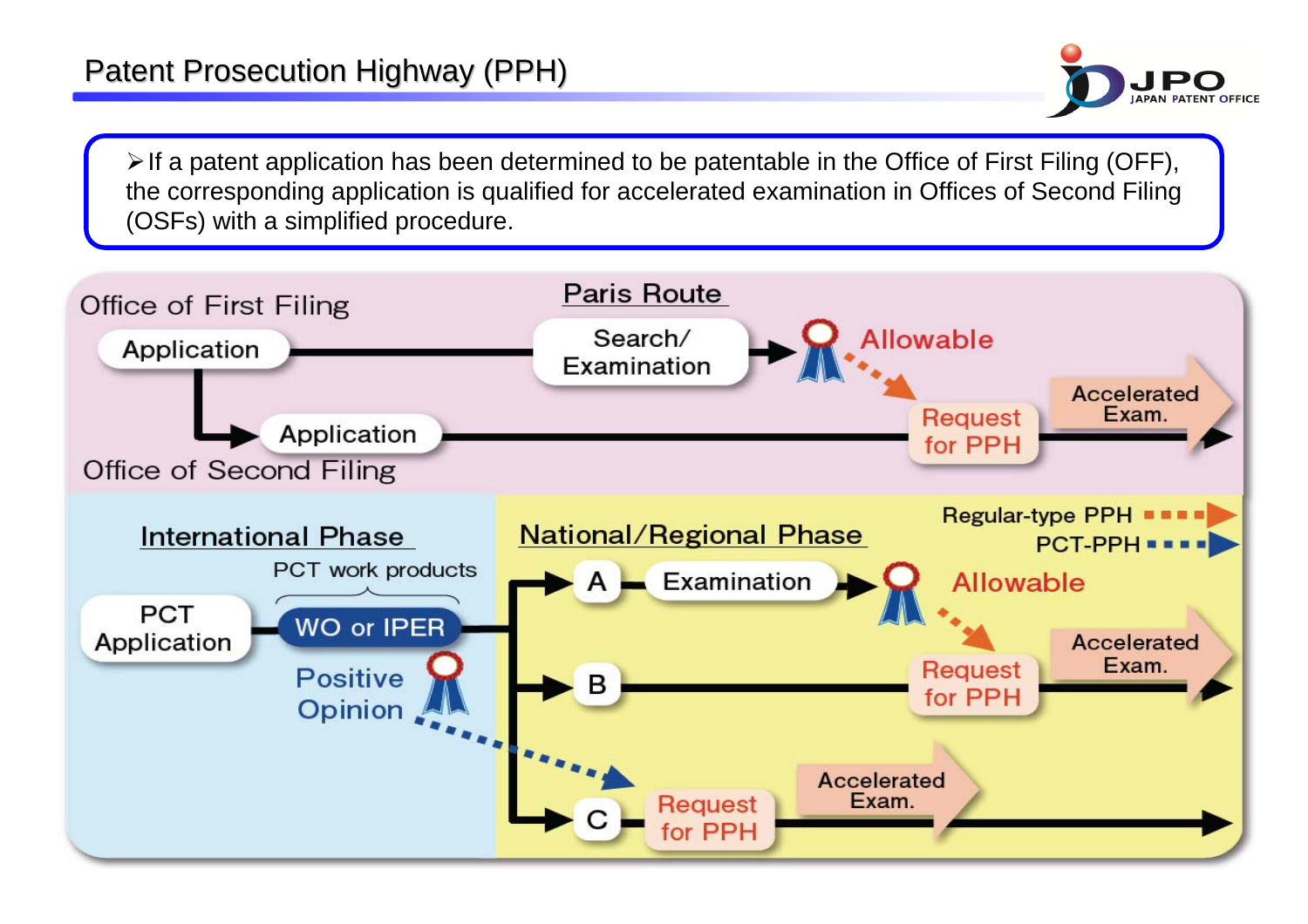# Patent Prosecution Highway (PPH)

- If a patent application has been determined to be patentable in the Office of First Filing (OFF), the corresponding application is qualified for accelerated examination in Offices of Second Filing (OSFs) with a simplified procedure.

**Paris Route**

Office of First Filing

Application → Search/ Examination → Allowable

Application → Request for PPH → Accelerated Exam.

Office of Second Filing

**International Phase**

PCT Application → WO or IPER (PCT work products) → Positive Opinion

**National/Regional Phase**

Regular-type PPH

PCT-PPH

A → Examination → Allowable

B → Request for PPH → Accelerated Exam.

C → Request for PPH → Accelerated Exam.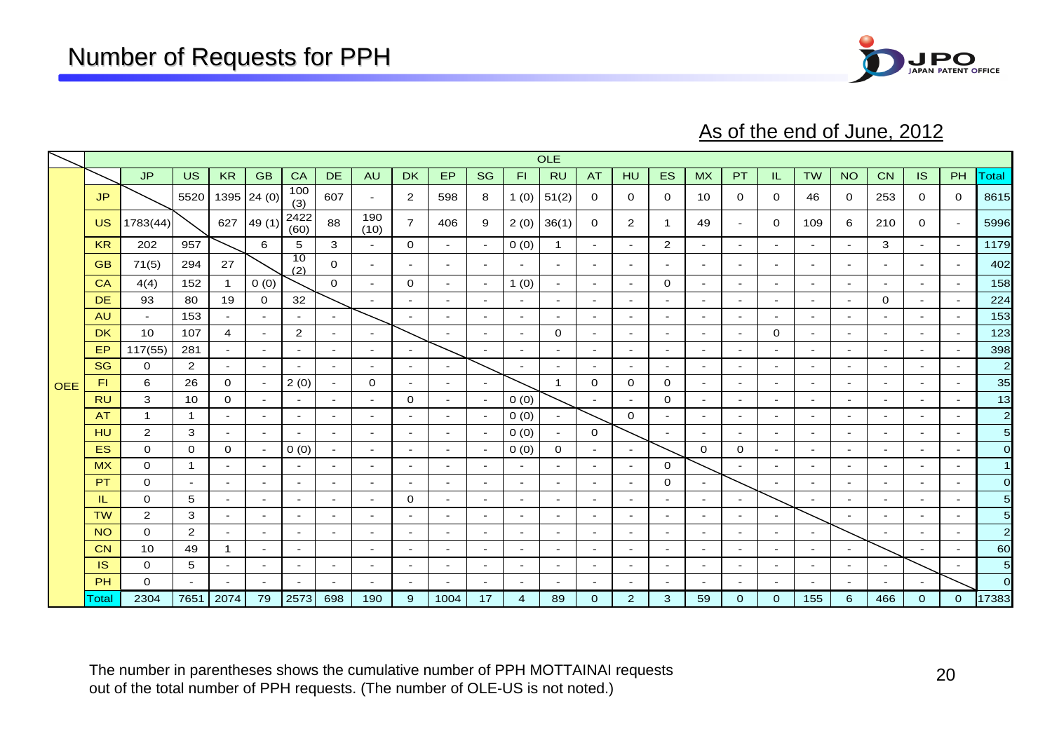# Number of Requests for PPH

As of the end of June, 2012

| | | OLE | | | | | | | | | | | | | | | | | | | | | | | |
|---|---|---|---|---|---|---|---|---|---|---|---|---|---|---|---|---|---|---|---|---|---|---|---|---|---|
| | | JP | US | KR | GB | CA | DE | AU | DK | EP | SG | FI | RU | AT | HU | ES | MX | PT | IL | TW | NO | CN | IS | PH | Total |
| OEE | JP | | 5520 | 1395 | 24 (0) | 100 (3) | 607 | - | 2 | 598 | 8 | 1 (0) | 51(2) | 0 | 0 | 0 | 10 | 0 | 0 | 46 | 0 | 253 | 0 | 0 | 8615 |
| | US | 1783(44) | | 627 | 49 (1) | 2422 (60) | 88 | 190 (10) | 7 | 406 | 9 | 2 (0) | 36(1) | 0 | 2 | 1 | 49 | - | 0 | 109 | 6 | 210 | 0 | - | 5996 |
| | KR | 202 | 957 | | 6 | 5 | 3 | - | 0 | - | - | 0 (0) | 1 | - | - | 2 | - | - | - | - | - | 3 | - | - | 1179 |
| | GB | 71(5) | 294 | 27 | | 10 (2) | 0 | - | - | - | - | - | - | - | - | - | - | - | - | - | - | - | - | - | 402 |
| | CA | 4(4) | 152 | 1 | 0 (0) | | 0 | - | 0 | - | - | 1 (0) | - | - | - | 0 | - | - | - | - | - | - | - | - | 158 |
| | DE | 93 | 80 | 19 | 0 | 32 | | - | - | - | - | - | - | - | - | - | - | - | - | - | - | 0 | - | - | 224 |
| | AU | - | 153 | - | - | - | - | | - | - | - | - | - | - | - | - | - | - | - | - | - | - | - | - | 153 |
| | DK | 10 | 107 | 4 | - | 2 | - | - | | - | - | - | 0 | - | - | - | - | - | 0 | - | - | - | - | - | 123 |
| | EP | 117(55) | 281 | - | - | - | - | - | - | | - | - | - | - | - | - | - | - | - | - | - | - | - | - | 398 |
| | SG | 0 | 2 | - | - | - | - | - | - | - | | - | - | - | - | - | - | - | - | - | - | - | - | - | 2 |
| | FI | 6 | 26 | 0 | - | 2 (0) | - | 0 | - | - | - | | 1 | 0 | 0 | 0 | - | - | - | - | - | - | - | - | 35 |
| | RU | 3 | 10 | 0 | - | - | - | - | 0 | - | - | 0 (0) | | - | - | 0 | - | - | - | - | - | - | - | - | 13 |
| | AT | 1 | 1 | - | - | - | - | - | - | - | - | 0 (0) | - | | 0 | - | - | - | - | - | - | - | - | - | 2 |
| | HU | 2 | 3 | - | - | - | - | - | - | - | - | 0 (0) | - | 0 | | - | - | - | - | - | - | - | - | - | 5 |
| | ES | 0 | 0 | 0 | - | 0 (0) | - | - | - | - | - | 0 (0) | 0 | - | - | | 0 | 0 | - | - | - | - | - | - | 0 |
| | MX | 0 | 1 | - | - | - | - | - | - | - | - | - | - | - | - | 0 | | - | - | - | - | - | - | - | 1 |
| | PT | 0 | - | - | - | - | - | - | - | - | - | - | - | - | - | 0 | - | | - | - | - | - | - | - | 0 |
| | IL | 0 | 5 | - | - | - | - | - | 0 | - | - | - | - | - | - | - | - | - | | - | - | - | - | - | 5 |
| | TW | 2 | 3 | - | - | - | - | - | - | - | - | - | - | - | - | - | - | - | - | | - | - | - | - | 5 |
| | NO | 0 | 2 | - | - | - | - | - | - | - | - | - | - | - | - | - | - | - | - | - | | - | - | - | 2 |
| | CN | 10 | 49 | 1 | - | - | | - | - | - | - | - | - | - | - | - | - | - | - | - | - | | - | - | 60 |
| | IS | 0 | 5 | - | - | - | - | - | - | - | - | - | - | - | - | - | - | - | - | - | - | - | | - | 5 |
| | PH | 0 | - | - | - | - | - | - | - | - | - | - | - | - | - | - | - | - | - | - | - | - | - | | 0 |
| | Total | 2304 | 7651 | 2074 | 79 | 2573 | 698 | 190 | 9 | 1004 | 17 | 4 | 89 | 0 | 2 | 3 | 59 | 0 | 0 | 155 | 6 | 466 | 0 | 0 | 17383 |

The number in parentheses shows the cumulative number of PPH MOTTAINAI requests out of the total number of PPH requests. (The number of OLE-US is not noted.)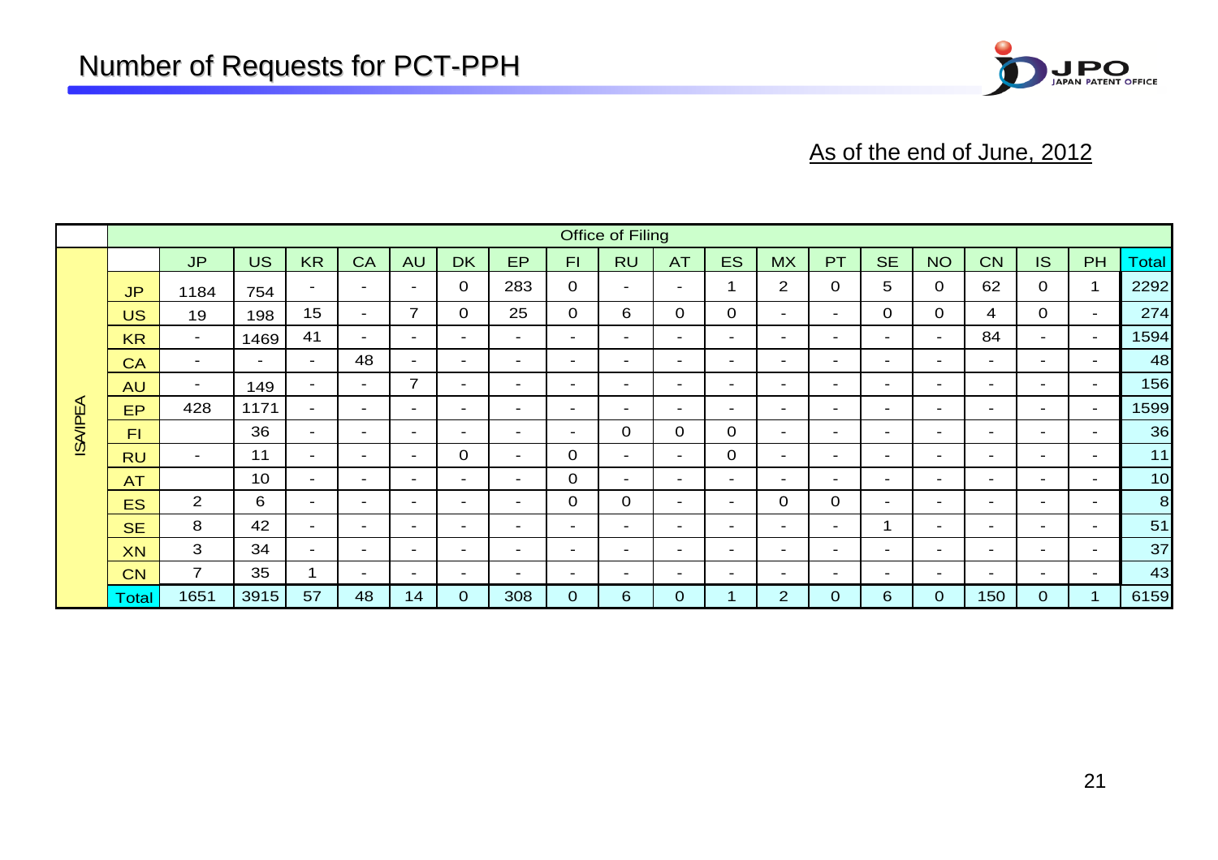# Number of Requests for PCT-PPH

As of the end of June, 2012

| | | Office of Filing | | | | | | | | | | | | | | | | | | |
|---|---|---|---|---|---|---|---|---|---|---|---|---|---|---|---|---|---|---|---|---|
| | | JP | US | KR | CA | AU | DK | EP | FI | RU | AT | ES | MX | PT | SE | NO | CN | IS | PH | Total |
| ISA/IPEA | JP | 1184 | 754 | - | - | - | 0 | 283 | 0 | - | - | 1 | 2 | 0 | 5 | 0 | 62 | 0 | 1 | 2292 |
| | US | 19 | 198 | 15 | - | 7 | 0 | 25 | 0 | 6 | 0 | 0 | - | - | 0 | 0 | 4 | 0 | - | 274 |
| | KR | - | 1469 | 41 | - | - | - | - | - | - | - | - | - | - | - | - | 84 | - | - | 1594 |
| | CA | - | - | - | 48 | - | - | - | - | - | - | - | - | - | - | - | - | - | - | 48 |
| | AU | - | 149 | - | - | 7 | - | - | - | - | - | - | - | - | - | - | - | - | - | 156 |
| | EP | 428 | 1171 | - | - | - | - | - | - | - | - | - | - | - | - | - | - | - | - | 1599 |
| | FI | | 36 | - | - | - | - | - | - | 0 | 0 | 0 | - | - | - | - | - | - | - | 36 |
| | RU | - | 11 | - | - | - | 0 | - | 0 | - | - | 0 | - | - | - | - | - | - | - | 11 |
| | AT | | 10 | - | - | - | - | - | 0 | - | - | - | - | - | - | - | - | - | - | 10 |
| | ES | 2 | 6 | - | - | - | - | - | 0 | 0 | - | - | 0 | 0 | - | - | - | - | - | 8 |
| | SE | 8 | 42 | - | - | - | - | - | - | - | - | - | - | - | 1 | - | - | - | - | 51 |
| | XN | 3 | 34 | - | - | - | - | - | - | - | - | - | - | - | - | - | - | - | - | 37 |
| | CN | 7 | 35 | 1 | - | - | - | - | - | - | - | - | - | - | - | - | - | - | - | 43 |
| | Total | 1651 | 3915 | 57 | 48 | 14 | 0 | 308 | 0 | 6 | 0 | 1 | 2 | 0 | 6 | 0 | 150 | 0 | 1 | 6159 |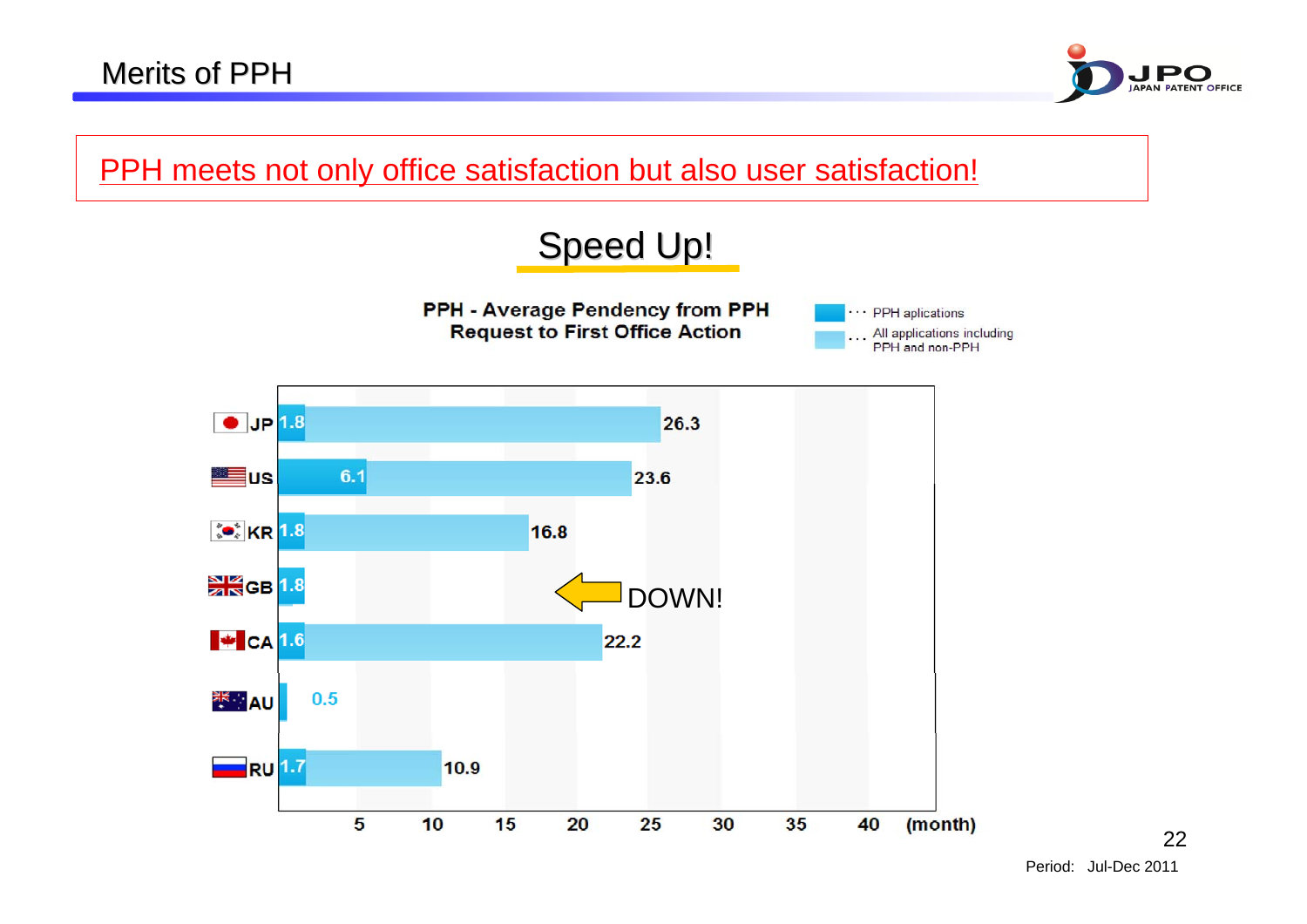# Merits of PPH

PPH meets not only office satisfaction but also user satisfaction!

## Speed Up!

**PPH - Average Pendency from PPH Request to First Office Action**

| Office | PPH applications (month) | All applications including PPH and non-PPH (month) |
|---|---|---|
| JP | 1.8 | 26.3 |
| US | 6.1 | 23.6 |
| KR | 1.8 | 16.8 |
| GB | 1.8 | |
| CA | 1.6 | 22.2 |
| AU | 0.5 | |
| RU | 1.7 | 10.9 |

DOWN!

Period: Jul-Dec 2011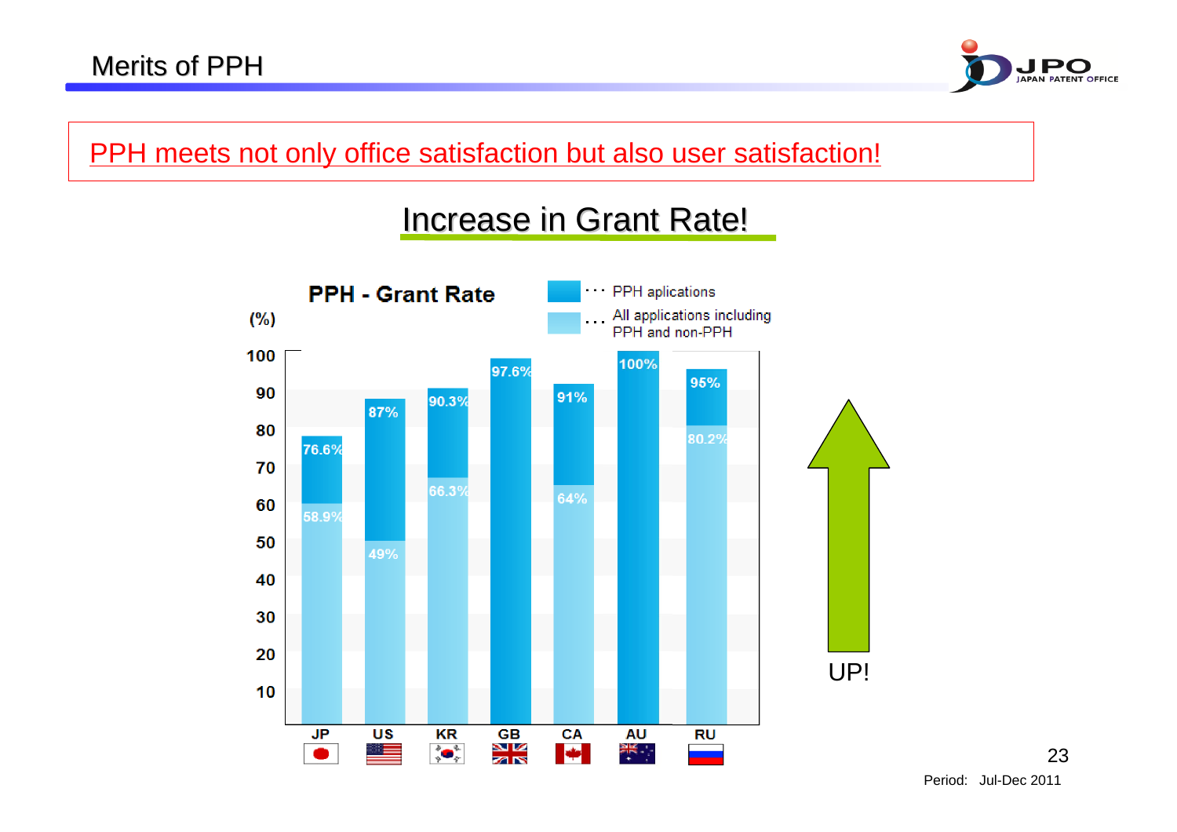# Merits of PPH

PPH meets not only office satisfaction but also user satisfaction!

## Increase in Grant Rate!

**PPH - Grant Rate** (%)

| | JP | US | KR | GB | CA | AU | RU |
|---|---|---|---|---|---|---|---|
| PPH aplications | 76.6% | 87% | 90.3% | 97.6% | 91% | 100% | 95% |
| All applications including PPH and non-PPH | 58.9% | 49% | 66.3% | | 64% | | 80.2% |

UP!

Period: Jul-Dec 2011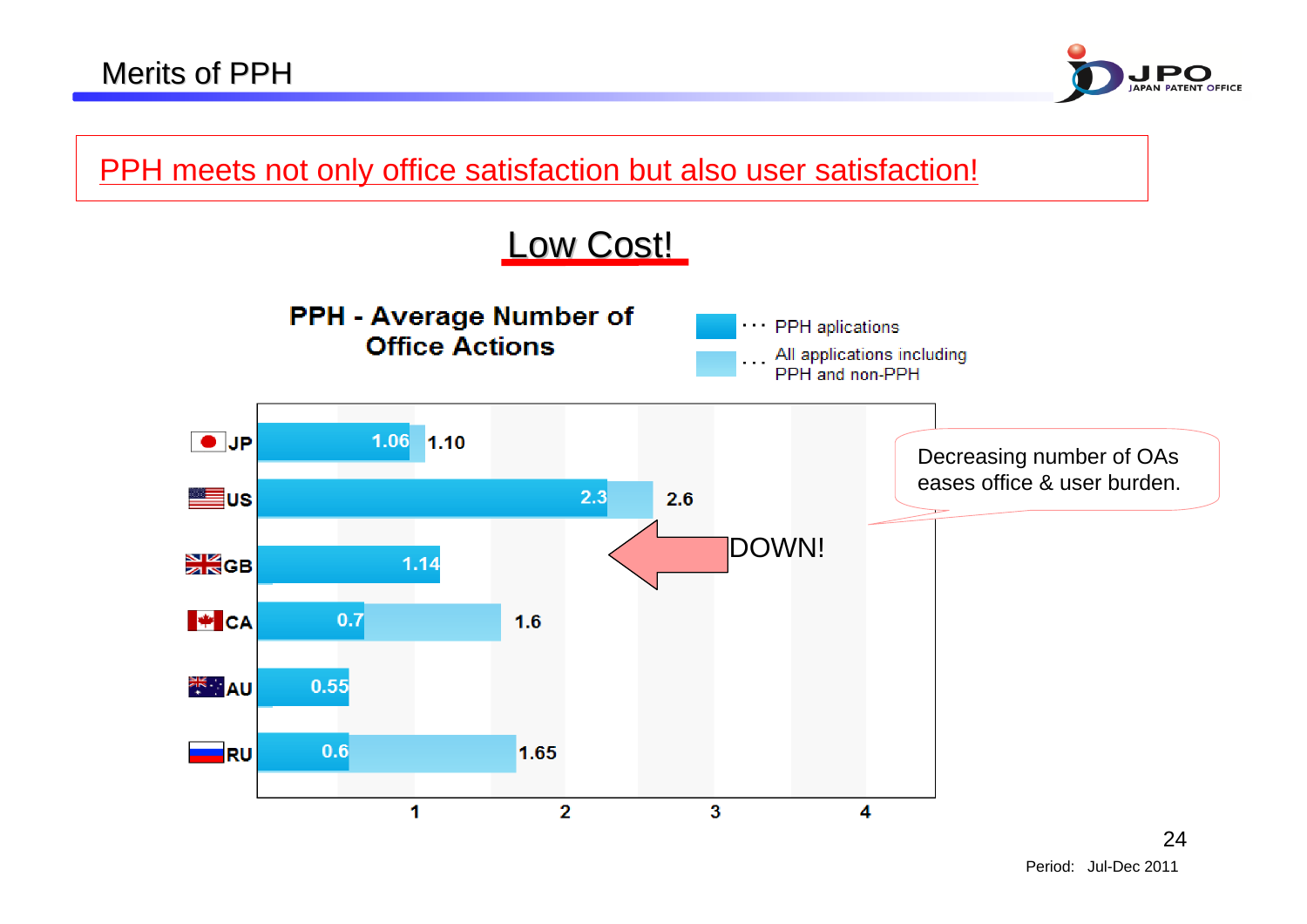# Merits of PPH

**PPH meets not only office satisfaction but also user satisfaction!**

## Low Cost!

**PPH - Average Number of Office Actions**

| Country | PPH applications | All applications including PPH and non-PPH |
|---|---|---|
| JP | 1.06 | 1.10 |
| US | 2.3 | 2.6 |
| GB | 1.14 | |
| CA | 0.7 | 1.6 |
| AU | 0.55 | |
| RU | 0.6 | 1.65 |

DOWN!

Decreasing number of OAs eases office & user burden.

Period: Jul-Dec 2011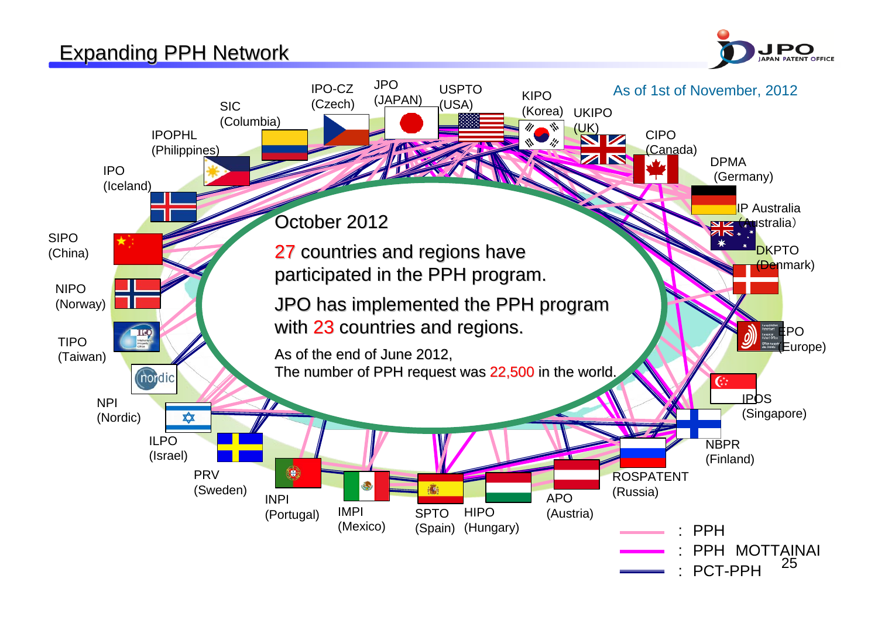# Expanding PPH Network

As of 1st of November, 2012

October 2012

27 countries and regions have participated in the PPH program.

JPO has implemented the PPH program with 23 countries and regions.

As of the end of June 2012,
The number of PPH request was 22,500 in the world.

- IPO-CZ (Czech)
- JPO (JAPAN)
- USPTO (USA)
- KIPO (Korea)
- UKIPO (UK)
- CIPO (Canada)
- DPMA (Germany)
- IP Australia (Australia)
- DKPTO (Denmark)
- EPO (Europe)
- IPOS (Singapore)
- NBPR (Finland)
- ROSPATENT (Russia)
- APO (Austria)
- HIPO (Hungary)
- SPTO (Spain)
- IMPI (Mexico)
- INPI (Portugal)
- PRV (Sweden)
- ILPO (Israel)
- NPI (Nordic)
- TIPO (Taiwan)
- NIPO (Norway)
- SIPO (China)
- IPO (Iceland)
- IPOPHL (Philippines)
- SIC (Columbia)

: PPH
: PPH MOTTAINAI
: PCT-PPH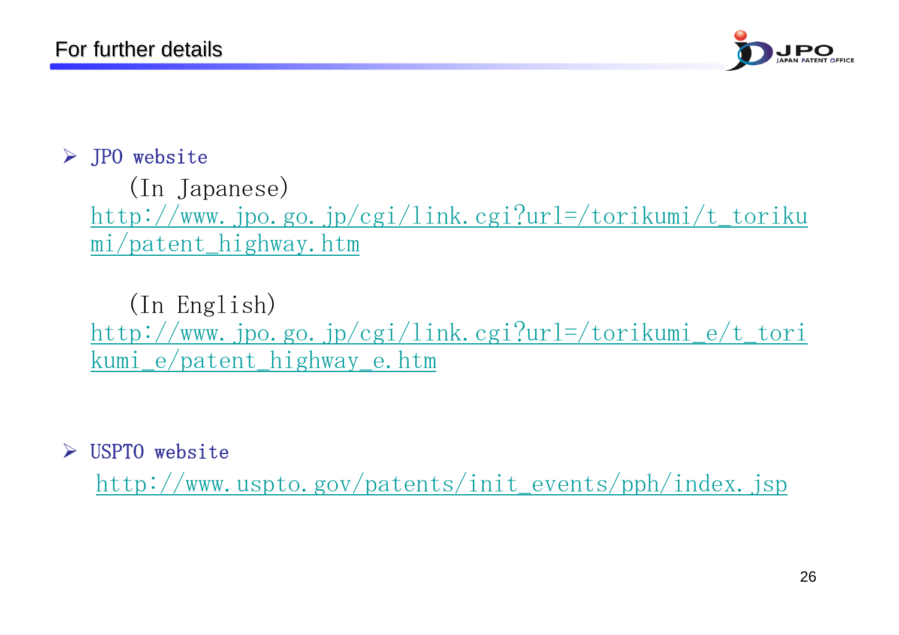# For further details

- JPO website

  (In Japanese)
  http://www.jpo.go.jp/cgi/link.cgi?url=/torikumi/t_torikumi/patent_highway.htm

  (In English)
  http://www.jpo.go.jp/cgi/link.cgi?url=/torikumi_e/t_torikumi_e/patent_highway_e.htm

- USPTO website

  http://www.uspto.gov/patents/init_events/pph/index.jsp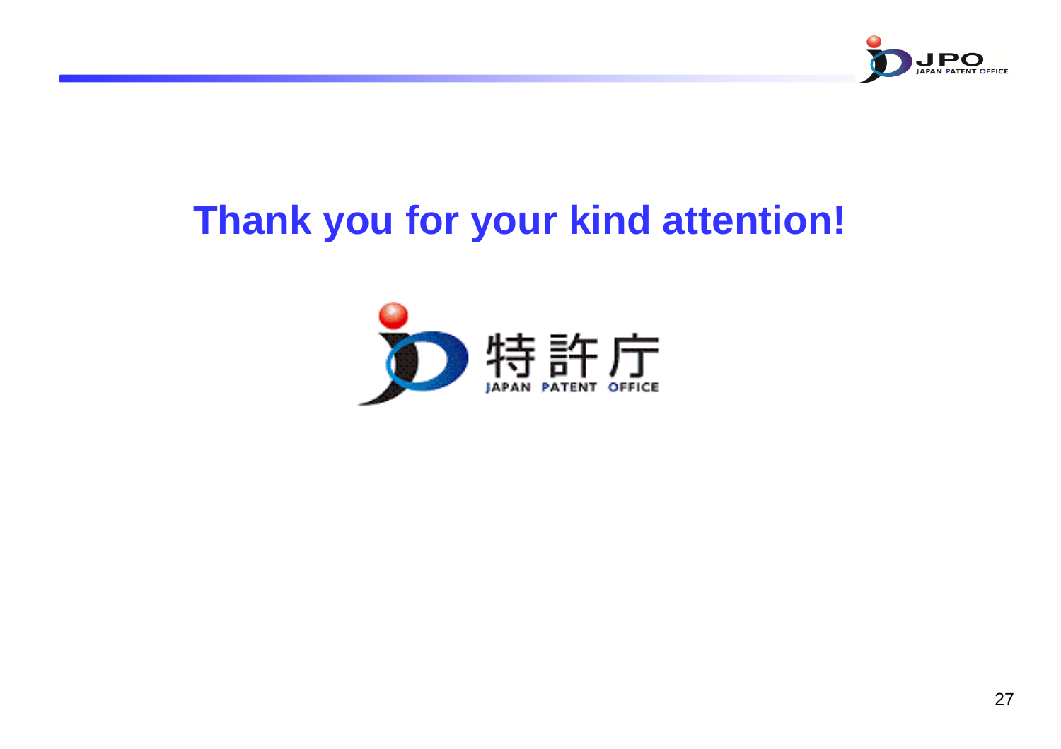# Thank you for your kind attention!

特許庁

JAPAN PATENT OFFICE